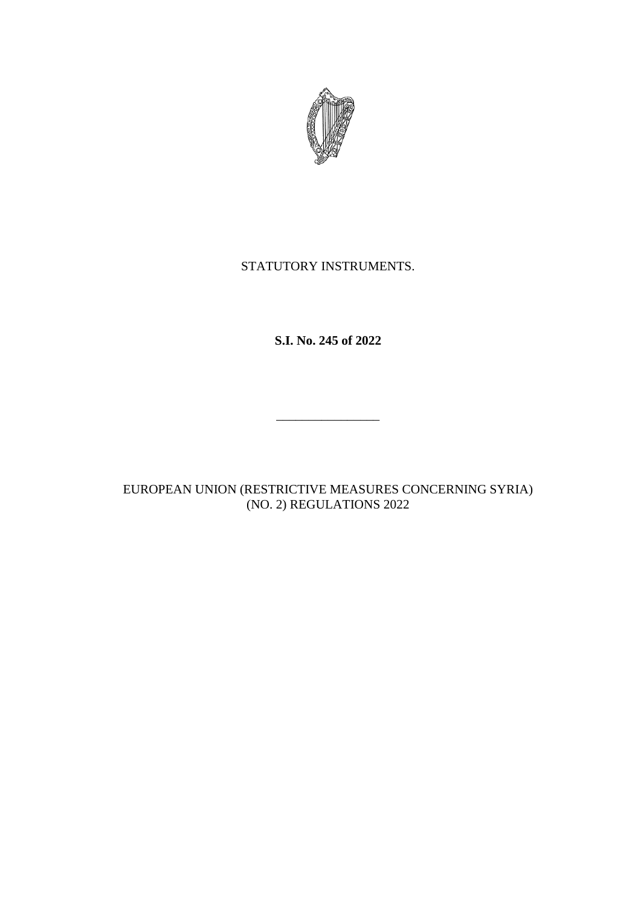STATUTORY INSTRUMENTS.

**S.I. No. 245 of 2022**

---

EUROPEAN UNION (RESTRICTIVE MEASURES CONCERNING SYRIA) (NO. 2) REGULATIONS 2022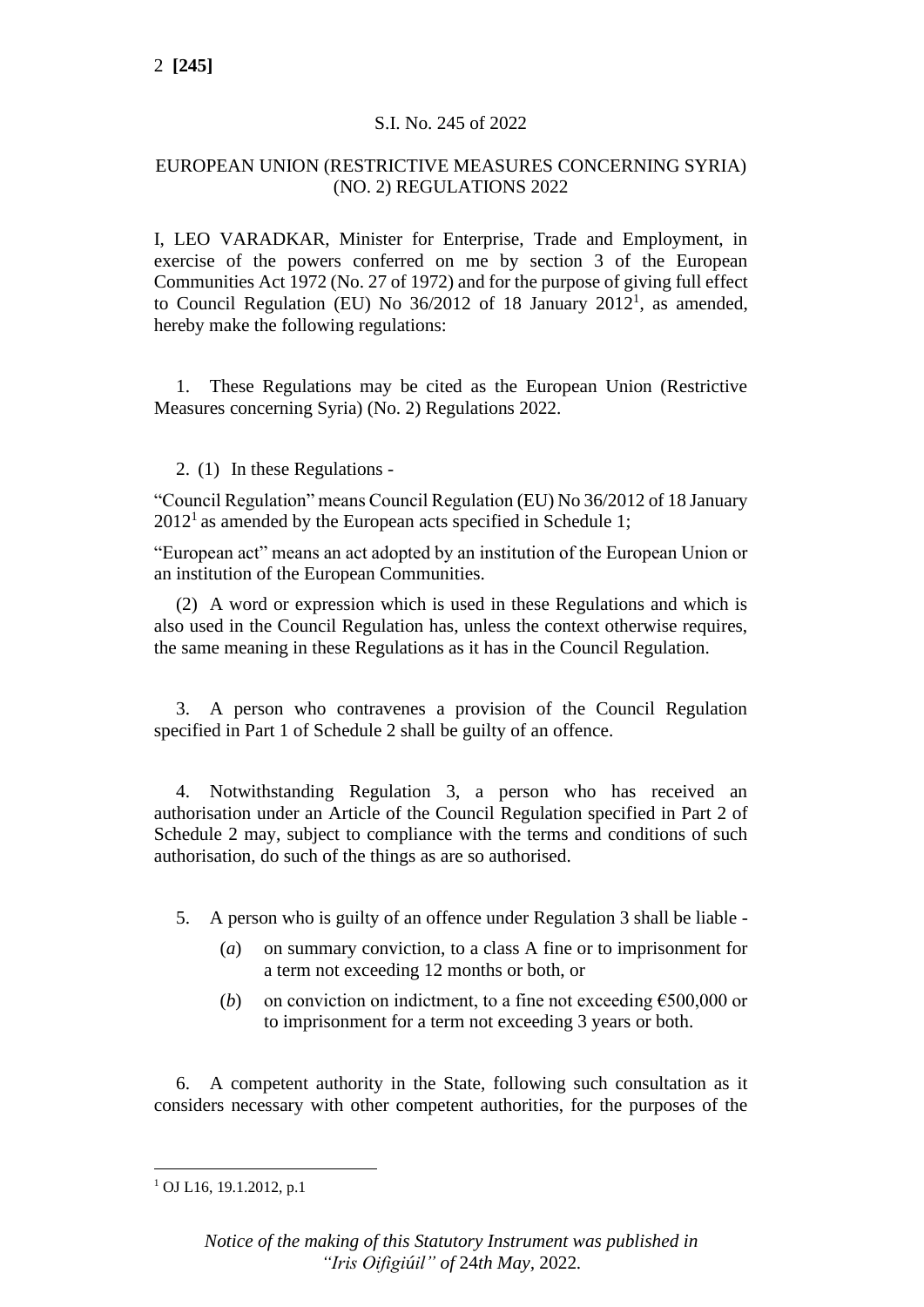S.I. No. 245 of 2022

EUROPEAN UNION (RESTRICTIVE MEASURES CONCERNING SYRIA) (NO. 2) REGULATIONS 2022

I, LEO VARADKAR, Minister for Enterprise, Trade and Employment, in exercise of the powers conferred on me by section 3 of the European Communities Act 1972 (No. 27 of 1972) and for the purpose of giving full effect to Council Regulation (EU) No 36/2012 of 18 January 2012[1], as amended, hereby make the following regulations:

1. These Regulations may be cited as the European Union (Restrictive Measures concerning Syria) (No. 2) Regulations 2022.

2. (1) In these Regulations -

"Council Regulation" means Council Regulation (EU) No 36/2012 of 18 January 2012[1] as amended by the European acts specified in Schedule 1;

"European act" means an act adopted by an institution of the European Union or an institution of the European Communities.

(2) A word or expression which is used in these Regulations and which is also used in the Council Regulation has, unless the context otherwise requires, the same meaning in these Regulations as it has in the Council Regulation.

3. A person who contravenes a provision of the Council Regulation specified in Part 1 of Schedule 2 shall be guilty of an offence.

4. Notwithstanding Regulation 3, a person who has received an authorisation under an Article of the Council Regulation specified in Part 2 of Schedule 2 may, subject to compliance with the terms and conditions of such authorisation, do such of the things as are so authorised.

5. A person who is guilty of an offence under Regulation 3 shall be liable -

(*a*) on summary conviction, to a class A fine or to imprisonment for a term not exceeding 12 months or both, or

(*b*) on conviction on indictment, to a fine not exceeding €500,000 or to imprisonment for a term not exceeding 3 years or both.

6. A competent authority in the State, following such consultation as it considers necessary with other competent authorities, for the purposes of the

[1] OJ L16, 19.1.2012, p.1

*Notice of the making of this Statutory Instrument was published in "Iris Oifigiúil" of 24th May, 2022.*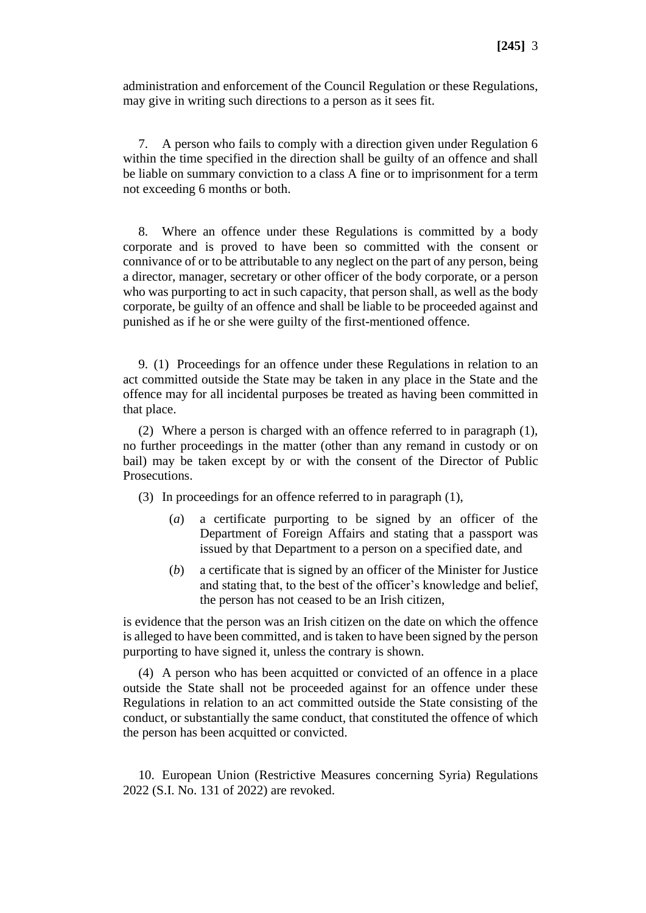administration and enforcement of the Council Regulation or these Regulations, may give in writing such directions to a person as it sees fit.

7. A person who fails to comply with a direction given under Regulation 6 within the time specified in the direction shall be guilty of an offence and shall be liable on summary conviction to a class A fine or to imprisonment for a term not exceeding 6 months or both.

8. Where an offence under these Regulations is committed by a body corporate and is proved to have been so committed with the consent or connivance of or to be attributable to any neglect on the part of any person, being a director, manager, secretary or other officer of the body corporate, or a person who was purporting to act in such capacity, that person shall, as well as the body corporate, be guilty of an offence and shall be liable to be proceeded against and punished as if he or she were guilty of the first-mentioned offence.

9. (1) Proceedings for an offence under these Regulations in relation to an act committed outside the State may be taken in any place in the State and the offence may for all incidental purposes be treated as having been committed in that place.

(2) Where a person is charged with an offence referred to in paragraph (1), no further proceedings in the matter (other than any remand in custody or on bail) may be taken except by or with the consent of the Director of Public Prosecutions.

(3) In proceedings for an offence referred to in paragraph (1),

(*a*) a certificate purporting to be signed by an officer of the Department of Foreign Affairs and stating that a passport was issued by that Department to a person on a specified date, and

(*b*) a certificate that is signed by an officer of the Minister for Justice and stating that, to the best of the officer's knowledge and belief, the person has not ceased to be an Irish citizen,

is evidence that the person was an Irish citizen on the date on which the offence is alleged to have been committed, and is taken to have been signed by the person purporting to have signed it, unless the contrary is shown.

(4) A person who has been acquitted or convicted of an offence in a place outside the State shall not be proceeded against for an offence under these Regulations in relation to an act committed outside the State consisting of the conduct, or substantially the same conduct, that constituted the offence of which the person has been acquitted or convicted.

10. European Union (Restrictive Measures concerning Syria) Regulations 2022 (S.I. No. 131 of 2022) are revoked.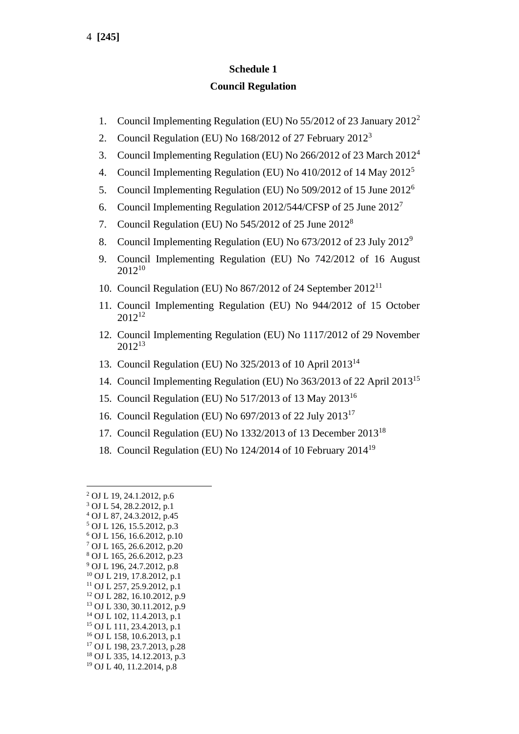## Schedule 1

## Council Regulation

1. Council Implementing Regulation (EU) No 55/2012 of 23 January 2012[2]
2. Council Regulation (EU) No 168/2012 of 27 February 2012[3]
3. Council Implementing Regulation (EU) No 266/2012 of 23 March 2012[4]
4. Council Implementing Regulation (EU) No 410/2012 of 14 May 2012[5]
5. Council Implementing Regulation (EU) No 509/2012 of 15 June 2012[6]
6. Council Implementing Regulation 2012/544/CFSP of 25 June 2012[7]
7. Council Regulation (EU) No 545/2012 of 25 June 2012[8]
8. Council Implementing Regulation (EU) No 673/2012 of 23 July 2012[9]
9. Council Implementing Regulation (EU) No 742/2012 of 16 August 2012[10]
10. Council Regulation (EU) No 867/2012 of 24 September 2012[11]
11. Council Implementing Regulation (EU) No 944/2012 of 15 October 2012[12]
12. Council Implementing Regulation (EU) No 1117/2012 of 29 November 2012[13]
13. Council Regulation (EU) No 325/2013 of 10 April 2013[14]
14. Council Implementing Regulation (EU) No 363/2013 of 22 April 2013[15]
15. Council Regulation (EU) No 517/2013 of 13 May 2013[16]
16. Council Regulation (EU) No 697/2013 of 22 July 2013[17]
17. Council Regulation (EU) No 1332/2013 of 13 December 2013[18]
18. Council Regulation (EU) No 124/2014 of 10 February 2014[19]

---

[2] OJ L 19, 24.1.2012, p.6
[3] OJ L 54, 28.2.2012, p.1
[4] OJ L 87, 24.3.2012, p.45
[5] OJ L 126, 15.5.2012, p.3
[6] OJ L 156, 16.6.2012, p.10
[7] OJ L 165, 26.6.2012, p.20
[8] OJ L 165, 26.6.2012, p.23
[9] OJ L 196, 24.7.2012, p.8
[10] OJ L 219, 17.8.2012, p.1
[11] OJ L 257, 25.9.2012, p.1
[12] OJ L 282, 16.10.2012, p.9
[13] OJ L 330, 30.11.2012, p.9
[14] OJ L 102, 11.4.2013, p.1
[15] OJ L 111, 23.4.2013, p.1
[16] OJ L 158, 10.6.2013, p.1
[17] OJ L 198, 23.7.2013, p.28
[18] OJ L 335, 14.12.2013, p.3
[19] OJ L 40, 11.2.2014, p.8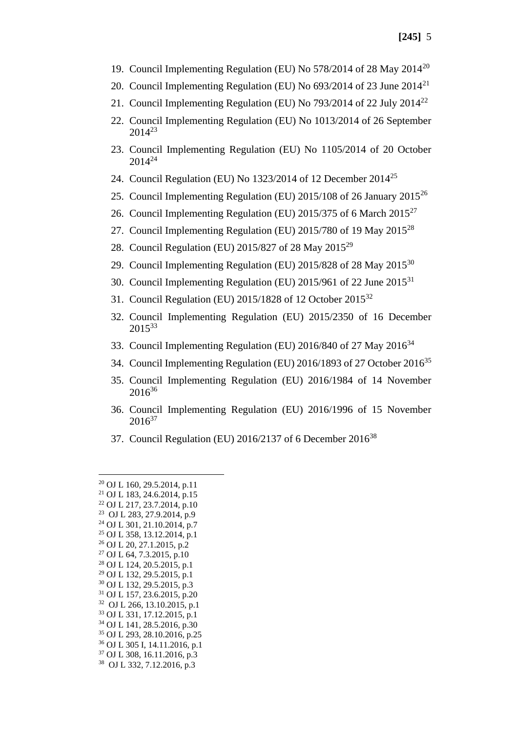19. Council Implementing Regulation (EU) No 578/2014 of 28 May 2014[20]
20. Council Implementing Regulation (EU) No 693/2014 of 23 June 2014[21]
21. Council Implementing Regulation (EU) No 793/2014 of 22 July 2014[22]
22. Council Implementing Regulation (EU) No 1013/2014 of 26 September 2014[23]
23. Council Implementing Regulation (EU) No 1105/2014 of 20 October 2014[24]
24. Council Regulation (EU) No 1323/2014 of 12 December 2014[25]
25. Council Implementing Regulation (EU) 2015/108 of 26 January 2015[26]
26. Council Implementing Regulation (EU) 2015/375 of 6 March 2015[27]
27. Council Implementing Regulation (EU) 2015/780 of 19 May 2015[28]
28. Council Regulation (EU) 2015/827 of 28 May 2015[29]
29. Council Implementing Regulation (EU) 2015/828 of 28 May 2015[30]
30. Council Implementing Regulation (EU) 2015/961 of 22 June 2015[31]
31. Council Regulation (EU) 2015/1828 of 12 October 2015[32]
32. Council Implementing Regulation (EU) 2015/2350 of 16 December 2015[33]
33. Council Implementing Regulation (EU) 2016/840 of 27 May 2016[34]
34. Council Implementing Regulation (EU) 2016/1893 of 27 October 2016[35]
35. Council Implementing Regulation (EU) 2016/1984 of 14 November 2016[36]
36. Council Implementing Regulation (EU) 2016/1996 of 15 November 2016[37]
37. Council Regulation (EU) 2016/2137 of 6 December 2016[38]

---

[20] OJ L 160, 29.5.2014, p.11
[21] OJ L 183, 24.6.2014, p.15
[22] OJ L 217, 23.7.2014, p.10
[23] OJ L 283, 27.9.2014, p.9
[24] OJ L 301, 21.10.2014, p.7
[25] OJ L 358, 13.12.2014, p.1
[26] OJ L 20, 27.1.2015, p.2
[27] OJ L 64, 7.3.2015, p.10
[28] OJ L 124, 20.5.2015, p.1
[29] OJ L 132, 29.5.2015, p.1
[30] OJ L 132, 29.5.2015, p.3
[31] OJ L 157, 23.6.2015, p.20
[32] OJ L 266, 13.10.2015, p.1
[33] OJ L 331, 17.12.2015, p.1
[34] OJ L 141, 28.5.2016, p.30
[35] OJ L 293, 28.10.2016, p.25
[36] OJ L 305 I, 14.11.2016, p.1
[37] OJ L 308, 16.11.2016, p.3
[38] OJ L 332, 7.12.2016, p.3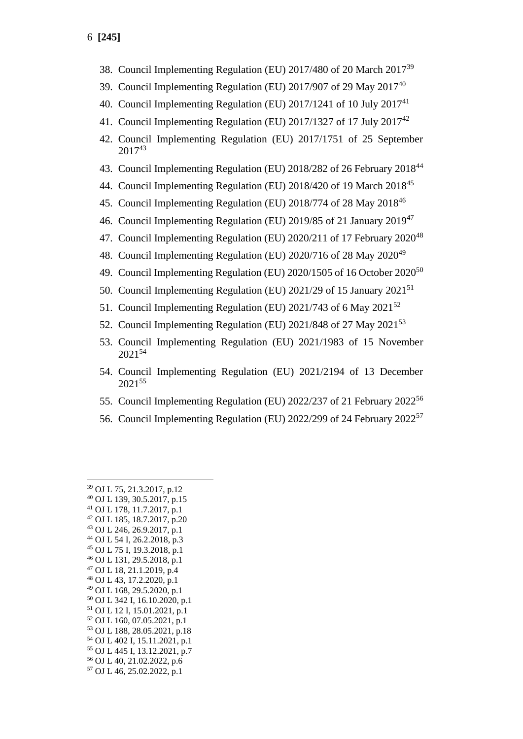38. Council Implementing Regulation (EU) 2017/480 of 20 March 2017[39]
39. Council Implementing Regulation (EU) 2017/907 of 29 May 2017[40]
40. Council Implementing Regulation (EU) 2017/1241 of 10 July 2017[41]
41. Council Implementing Regulation (EU) 2017/1327 of 17 July 2017[42]
42. Council Implementing Regulation (EU) 2017/1751 of 25 September 2017[43]
43. Council Implementing Regulation (EU) 2018/282 of 26 February 2018[44]
44. Council Implementing Regulation (EU) 2018/420 of 19 March 2018[45]
45. Council Implementing Regulation (EU) 2018/774 of 28 May 2018[46]
46. Council Implementing Regulation (EU) 2019/85 of 21 January 2019[47]
47. Council Implementing Regulation (EU) 2020/211 of 17 February 2020[48]
48. Council Implementing Regulation (EU) 2020/716 of 28 May 2020[49]
49. Council Implementing Regulation (EU) 2020/1505 of 16 October 2020[50]
50. Council Implementing Regulation (EU) 2021/29 of 15 January 2021[51]
51. Council Implementing Regulation (EU) 2021/743 of 6 May 2021[52]
52. Council Implementing Regulation (EU) 2021/848 of 27 May 2021[53]
53. Council Implementing Regulation (EU) 2021/1983 of 15 November 2021[54]
54. Council Implementing Regulation (EU) 2021/2194 of 13 December 2021[55]
55. Council Implementing Regulation (EU) 2022/237 of 21 February 2022[56]
56. Council Implementing Regulation (EU) 2022/299 of 24 February 2022[57]

---

[39] OJ L 75, 21.3.2017, p.12
[40] OJ L 139, 30.5.2017, p.15
[41] OJ L 178, 11.7.2017, p.1
[42] OJ L 185, 18.7.2017, p.20
[43] OJ L 246, 26.9.2017, p.1
[44] OJ L 54 I, 26.2.2018, p.3
[45] OJ L 75 I, 19.3.2018, p.1
[46] OJ L 131, 29.5.2018, p.1
[47] OJ L 18, 21.1.2019, p.4
[48] OJ L 43, 17.2.2020, p.1
[49] OJ L 168, 29.5.2020, p.1
[50] OJ L 342 I, 16.10.2020, p.1
[51] OJ L 12 I, 15.01.2021, p.1
[52] OJ L 160, 07.05.2021, p.1
[53] OJ L 188, 28.05.2021, p.18
[54] OJ L 402 I, 15.11.2021, p.1
[55] OJ L 445 I, 13.12.2021, p.7
[56] OJ L 40, 21.02.2022, p.6
[57] OJ L 46, 25.02.2022, p.1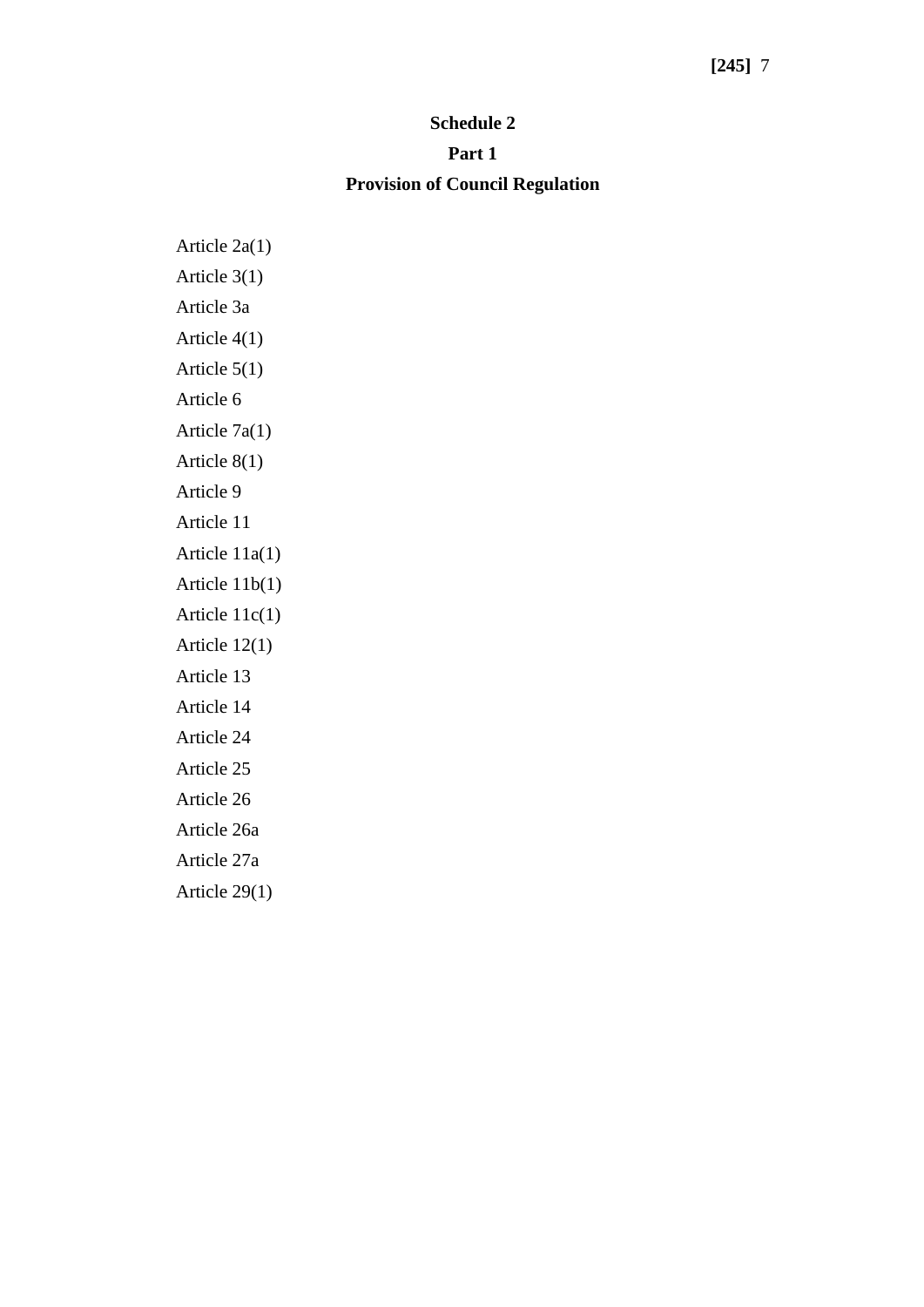## Schedule 2

### Part 1

### Provision of Council Regulation

Article 2a(1)

Article 3(1)

Article 3a

Article 4(1)

Article 5(1)

Article 6

Article 7a(1)

Article 8(1)

Article 9

Article 11

Article 11a(1)

Article 11b(1)

Article 11c(1)

Article 12(1)

Article 13

Article 14

Article 24

Article 25

Article 26

Article 26a

Article 27a

Article 29(1)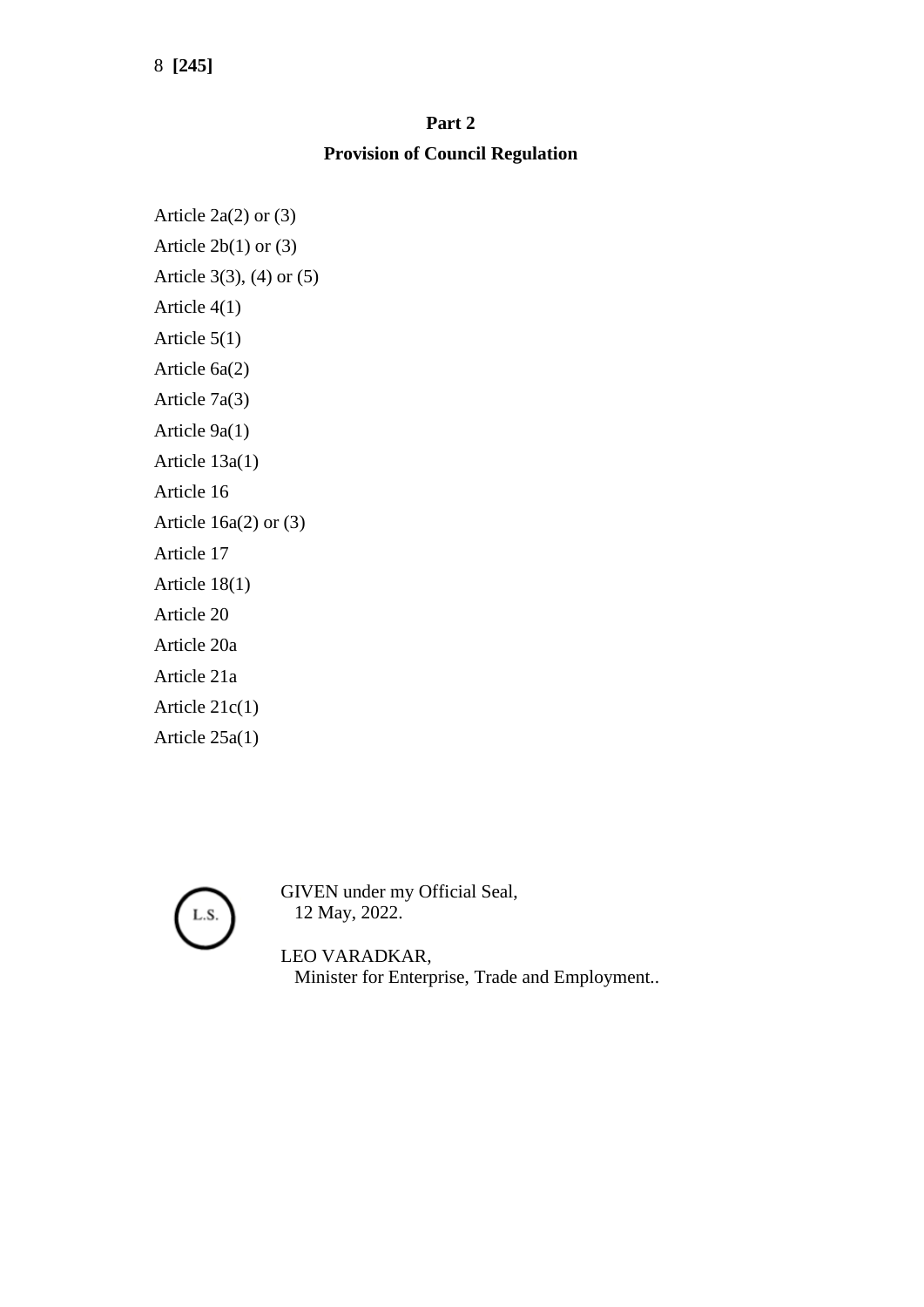## Part 2

## Provision of Council Regulation

Article 2a(2) or (3)

Article 2b(1) or (3)

Article 3(3), (4) or (5)

Article 4(1)

Article 5(1)

Article 6a(2)

Article 7a(3)

Article 9a(1)

Article 13a(1)

Article 16

Article 16a(2) or (3)

Article 17

Article 18(1)

Article 20

Article 20a

Article 21a

Article 21c(1)

Article 25a(1)

L.S.

GIVEN under my Official Seal,
12 May, 2022.

LEO VARADKAR,
Minister for Enterprise, Trade and Employment..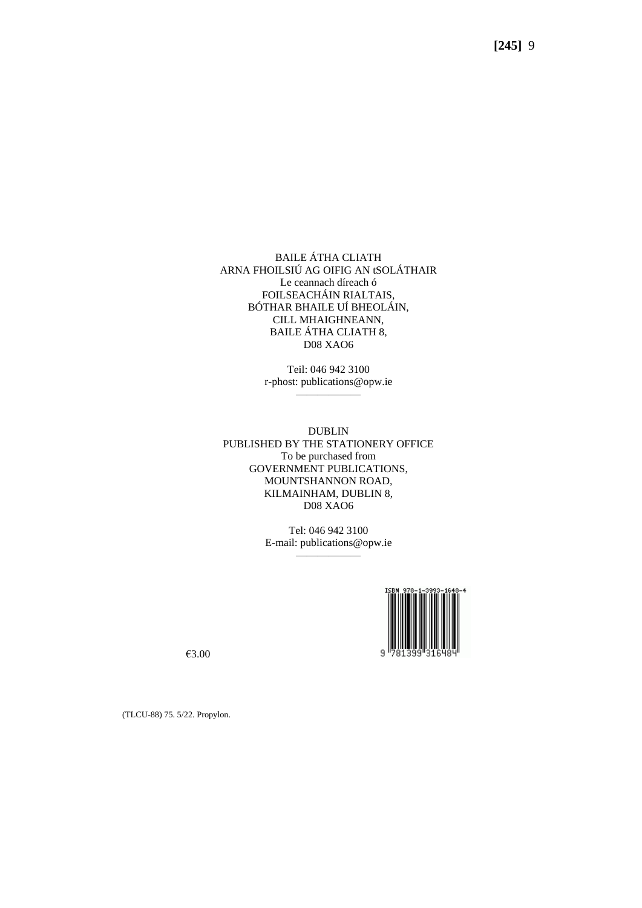BAILE ÁTHA CLIATH
ARNA FHOILSIÚ AG OIFIG AN tSOLÁTHAIR
Le ceannach díreach ó
FOILSEACHÁIN RIALTAIS,
BÓTHAR BHAILE UÍ BHEOLÁIN,
CILL MHAIGHNEANN,
BAILE ÁTHA CLIATH 8,
D08 XAO6

Teil: 046 942 3100
r-phost: publications@opw.ie

---

DUBLIN
PUBLISHED BY THE STATIONERY OFFICE
To be purchased from
GOVERNMENT PUBLICATIONS,
MOUNTSHANNON ROAD,
KILMAINHAM, DUBLIN 8,
D08 XAO6

Tel: 046 942 3100
E-mail: publications@opw.ie

---

ISBN 978-1-3993-1648-4

9 781399 316484

€3.00

(TLCU-88) 75. 5/22. Propylon.